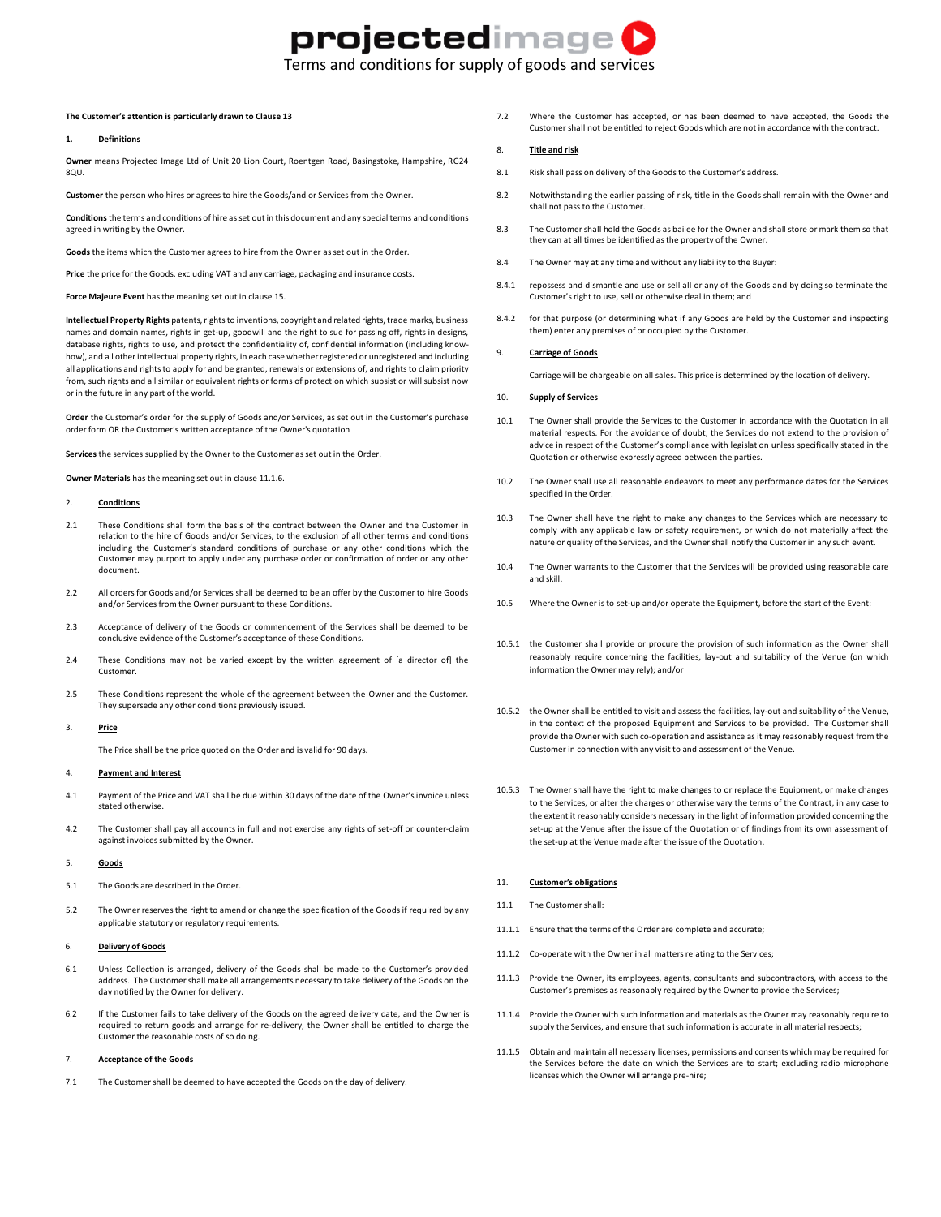# projectedimage

Terms and conditions for supply of goods and services

**The Customer's attention is particularly drawn to Clause 13**

## 1. Definitions

**Owner** means Projected Image Ltd of Unit 20 Lion Court, Roentgen Road, Basingstoke, Hampshire, RG24 8QU.

**Customer** the person who hires or agrees to hire the Goods/and or Services from the Owner.

**Conditions** the terms and conditions of hire as set out in this document and any special terms and conditions agreed in writing by the Owner.

**Goods** the items which the Customer agrees to hire from the Owner as set out in the Order.

**Price** the price for the Goods, excluding VAT and any carriage, packaging and insurance costs.

**Force Majeure Event** has the meaning set out in clause 15.

**Intellectual Property Rights** patents, rights to inventions, copyright and related rights, trade marks, business names and domain names, rights in get-up, goodwill and the right to sue for passing off, rights in designs, database rights, rights to use, and protect the confidentiality of, confidential information (including know-how), and all other intellectual property rights, in each case whether registered or unregistered and including all applications and rights to apply for and be granted, renewals or extensions of, and rights to claim priority from, such rights and all similar or equivalent rights or forms of protection which subsist or will subsist now or in the future in any part of the world.

**Order** the Customer's order for the supply of Goods and/or Services, as set out in the Customer's purchase order form OR the Customer's written acceptance of the Owner's quotation

**Services** the services supplied by the Owner to the Customer as set out in the Order.

**Owner Materials** has the meaning set out in clause 11.1.6.

## 2. Conditions

2.1 These Conditions shall form the basis of the contract between the Owner and the Customer in relation to the hire of Goods and/or Services, to the exclusion of all other terms and conditions including the Customer's standard conditions of purchase or any other conditions which the Customer may purport to apply under any purchase order or confirmation of order or any other document.

2.2 All orders for Goods and/or Services shall be deemed to be an offer by the Customer to hire Goods and/or Services from the Owner pursuant to these Conditions.

2.3 Acceptance of delivery of the Goods or commencement of the Services shall be deemed to be conclusive evidence of the Customer's acceptance of these Conditions.

2.4 These Conditions may not be varied except by the written agreement of [a director of] the Customer.

2.5 These Conditions represent the whole of the agreement between the Owner and the Customer. They supersede any other conditions previously issued.

## 3. Price

The Price shall be the price quoted on the Order and is valid for 90 days.

## 4. Payment and Interest

4.1 Payment of the Price and VAT shall be due within 30 days of the date of the Owner's invoice unless stated otherwise.

4.2 The Customer shall pay all accounts in full and not exercise any rights of set-off or counter-claim against invoices submitted by the Owner.

## 5. Goods

5.1 The Goods are described in the Order.

5.2 The Owner reserves the right to amend or change the specification of the Goods if required by any applicable statutory or regulatory requirements.

## 6. Delivery of Goods

6.1 Unless Collection is arranged, delivery of the Goods shall be made to the Customer's provided address. The Customer shall make all arrangements necessary to take delivery of the Goods on the day notified by the Owner for delivery.

6.2 If the Customer fails to take delivery of the Goods on the agreed delivery date, and the Owner is required to return goods and arrange for re-delivery, the Owner shall be entitled to charge the Customer the reasonable costs of so doing.

## 7. Acceptance of the Goods

7.1 The Customer shall be deemed to have accepted the Goods on the day of delivery.

7.2 Where the Customer has accepted, or has been deemed to have accepted, the Goods the Customer shall not be entitled to reject Goods which are not in accordance with the contract.

## 8. Title and risk

8.1 Risk shall pass on delivery of the Goods to the Customer's address.

8.2 Notwithstanding the earlier passing of risk, title in the Goods shall remain with the Owner and shall not pass to the Customer.

8.3 The Customer shall hold the Goods as bailee for the Owner and shall store or mark them so that they can at all times be identified as the property of the Owner.

8.4 The Owner may at any time and without any liability to the Buyer:

8.4.1 repossess and dismantle and use or sell all or any of the Goods and by doing so terminate the Customer's right to use, sell or otherwise deal in them; and

8.4.2 for that purpose (or determining what if any Goods are held by the Customer and inspecting them) enter any premises of or occupied by the Customer.

## 9. Carriage of Goods

Carriage will be chargeable on all sales. This price is determined by the location of delivery.

## 10. Supply of Services

10.1 The Owner shall provide the Services to the Customer in accordance with the Quotation in all material respects. For the avoidance of doubt, the Services do not extend to the provision of advice in respect of the Customer's compliance with legislation unless specifically stated in the Quotation or otherwise expressly agreed between the parties.

10.2 The Owner shall use all reasonable endeavors to meet any performance dates for the Services specified in the Order.

10.3 The Owner shall have the right to make any changes to the Services which are necessary to comply with any applicable law or safety requirement, or which do not materially affect the nature or quality of the Services, and the Owner shall notify the Customer in any such event.

10.4 The Owner warrants to the Customer that the Services will be provided using reasonable care and skill.

10.5 Where the Owner is to set-up and/or operate the Equipment, before the start of the Event:

10.5.1 the Customer shall provide or procure the provision of such information as the Owner shall reasonably require concerning the facilities, lay-out and suitability of the Venue (on which information the Owner may rely); and/or

10.5.2 the Owner shall be entitled to visit and assess the facilities, lay-out and suitability of the Venue, in the context of the proposed Equipment and Services to be provided. The Customer shall provide the Owner with such co-operation and assistance as it may reasonably request from the Customer in connection with any visit to and assessment of the Venue.

10.5.3 The Owner shall have the right to make changes to or replace the Equipment, or make changes to the Services, or alter the charges or otherwise vary the terms of the Contract, in any case to the extent it reasonably considers necessary in the light of information provided concerning the set-up at the Venue after the issue of the Quotation or of findings from its own assessment of the set-up at the Venue made after the issue of the Quotation.

## 11. Customer's obligations

11.1 The Customer shall:

11.1.1 Ensure that the terms of the Order are complete and accurate;

11.1.2 Co-operate with the Owner in all matters relating to the Services;

11.1.3 Provide the Owner, its employees, agents, consultants and subcontractors, with access to the Customer's premises as reasonably required by the Owner to provide the Services;

11.1.4 Provide the Owner with such information and materials as the Owner may reasonably require to supply the Services, and ensure that such information is accurate in all material respects;

11.1.5 Obtain and maintain all necessary licenses, permissions and consents which may be required for the Services before the date on which the Services are to start; excluding radio microphone licenses which the Owner will arrange pre-hire;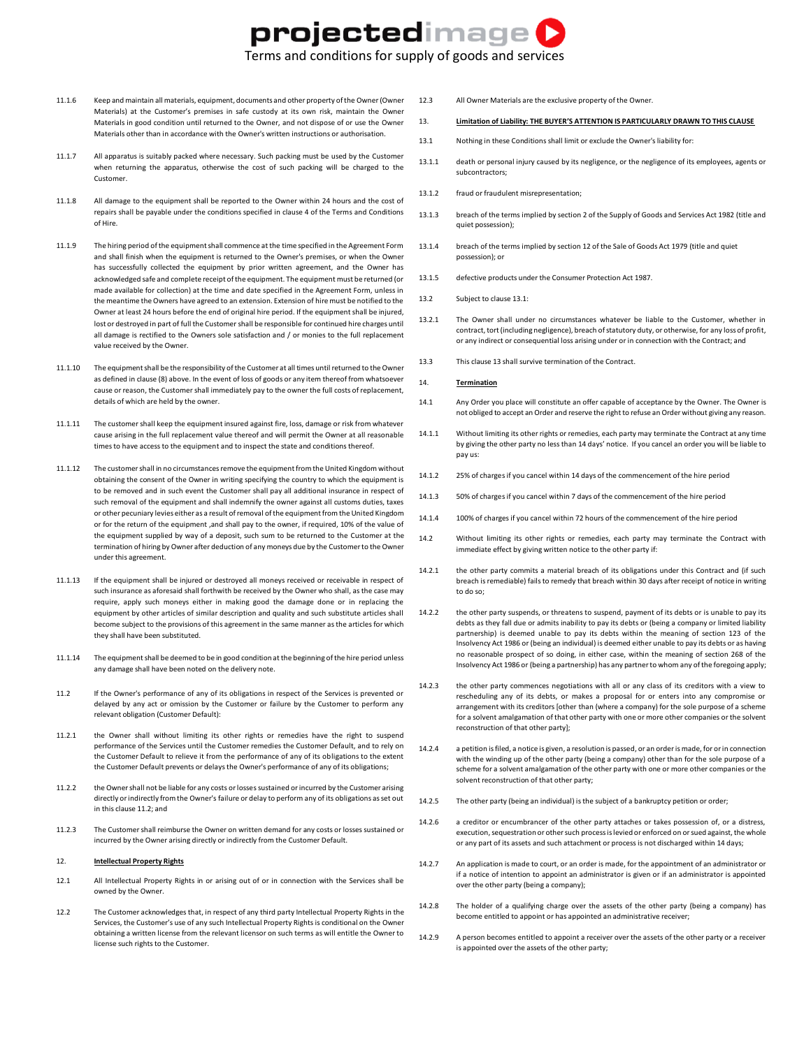11.1.6 Keep and maintain all materials, equipment, documents and other property of the Owner (Owner Materials) at the Customer's premises in safe custody at its own risk, maintain the Owner Materials in good condition until returned to the Owner, and not dispose of or use the Owner Materials other than in accordance with the Owner's written instructions or authorisation.

11.1.7 All apparatus is suitably packed where necessary. Such packing must be used by the Customer when returning the apparatus, otherwise the cost of such packing will be charged to the Customer.

11.1.8 All damage to the equipment shall be reported to the Owner within 24 hours and the cost of repairs shall be payable under the conditions specified in clause 4 of the Terms and Conditions of Hire.

11.1.9 The hiring period of the equipment shall commence at the time specified in the Agreement Form and shall finish when the equipment is returned to the Owner's premises, or when the Owner has successfully collected the equipment by prior written agreement, and the Owner has acknowledged safe and complete receipt of the equipment. The equipment must be returned (or made available for collection) at the time and date specified in the Agreement Form, unless in the meantime the Owners have agreed to an extension. Extension of hire must be notified to the Owner at least 24 hours before the end of original hire period. If the equipment shall be injured, lost or destroyed in part of full the Customer shall be responsible for continued hire charges until all damage is rectified to the Owners sole satisfaction and / or monies to the full replacement value received by the Owner.

11.1.10 The equipment shall be the responsibility of the Customer at all times until returned to the Owner as defined in clause (8) above. In the event of loss of goods or any item thereof from whatsoever cause or reason, the Customer shall immediately pay to the owner the full costs of replacement, details of which are held by the owner.

11.1.11 The customer shall keep the equipment insured against fire, loss, damage or risk from whatever cause arising in the full replacement value thereof and will permit the Owner at all reasonable times to have access to the equipment and to inspect the state and conditions thereof.

11.1.12 The customer shall in no circumstances remove the equipment from the United Kingdom without obtaining the consent of the Owner in writing specifying the country to which the equipment is to be removed and in such event the Customer shall pay all additional insurance in respect of such removal of the equipment and shall indemnify the owner against all customs duties, taxes or other pecuniary levies either as a result of removal of the equipment from the United Kingdom or for the return of the equipment ,and shall pay to the owner, if required, 10% of the value of the equipment supplied by way of a deposit, such sum to be returned to the Customer at the termination of hiring by Owner after deduction of any moneys due by the Customer to the Owner under this agreement.

11.1.13 If the equipment shall be injured or destroyed all moneys received or receivable in respect of such insurance as aforesaid shall forthwith be received by the Owner who shall, as the case may require, apply such moneys either in making good the damage done or in replacing the equipment by other articles of similar description and quality and such substitute articles shall become subject to the provisions of this agreement in the same manner as the articles for which they shall have been substituted.

11.1.14 The equipment shall be deemed to be in good condition at the beginning of the hire period unless any damage shall have been noted on the delivery note.

11.2 If the Owner's performance of any of its obligations in respect of the Services is prevented or delayed by any act or omission by the Customer or failure by the Customer to perform any relevant obligation (Customer Default):

11.2.1 the Owner shall without limiting its other rights or remedies have the right to suspend performance of the Services until the Customer remedies the Customer Default, and to rely on the Customer Default to relieve it from the performance of any of its obligations to the extent the Customer Default prevents or delays the Owner's performance of any of its obligations;

11.2.2 the Owner shall not be liable for any costs or losses sustained or incurred by the Customer arising directly or indirectly from the Owner's failure or delay to perform any of its obligations as set out in this clause 11.2; and

11.2.3 The Customer shall reimburse the Owner on written demand for any costs or losses sustained or incurred by the Owner arising directly or indirectly from the Customer Default.

## 12. Intellectual Property Rights

12.1 All Intellectual Property Rights in or arising out of or in connection with the Services shall be owned by the Owner.

12.2 The Customer acknowledges that, in respect of any third party Intellectual Property Rights in the Services, the Customer's use of any such Intellectual Property Rights is conditional on the Owner obtaining a written license from the relevant licensor on such terms as will entitle the Owner to license such rights to the Customer.

12.3 All Owner Materials are the exclusive property of the Owner.

## 13. Limitation of Liability: THE BUYER'S ATTENTION IS PARTICULARLY DRAWN TO THIS CLAUSE

13.1 Nothing in these Conditions shall limit or exclude the Owner's liability for:

13.1.1 death or personal injury caused by its negligence, or the negligence of its employees, agents or subcontractors;

13.1.2 fraud or fraudulent misrepresentation;

13.1.3 breach of the terms implied by section 2 of the Supply of Goods and Services Act 1982 (title and quiet possession);

13.1.4 breach of the terms implied by section 12 of the Sale of Goods Act 1979 (title and quiet possession); or

13.1.5 defective products under the Consumer Protection Act 1987.

13.2 Subject to clause 13.1:

13.2.1 The Owner shall under no circumstances whatever be liable to the Customer, whether in contract, tort (including negligence), breach of statutory duty, or otherwise, for any loss of profit, or any indirect or consequential loss arising under or in connection with the Contract; and

13.3 This clause 13 shall survive termination of the Contract.

## 14. Termination

14.1 Any Order you place will constitute an offer capable of acceptance by the Owner. The Owner is not obliged to accept an Order and reserve the right to refuse an Order without giving any reason.

14.1.1 Without limiting its other rights or remedies, each party may terminate the Contract at any time by giving the other party no less than 14 days' notice. If you cancel an order you will be liable to pay us:

14.1.2 25% of charges if you cancel within 14 days of the commencement of the hire period

14.1.3 50% of charges if you cancel within 7 days of the commencement of the hire period

14.1.4 100% of charges if you cancel within 72 hours of the commencement of the hire period

14.2 Without limiting its other rights or remedies, each party may terminate the Contract with immediate effect by giving written notice to the other party if:

14.2.1 the other party commits a material breach of its obligations under this Contract and (if such breach is remediable) fails to remedy that breach within 30 days after receipt of notice in writing to do so;

14.2.2 the other party suspends, or threatens to suspend, payment of its debts or is unable to pay its debts as they fall due or admits inability to pay its debts or (being a company or limited liability partnership) is deemed unable to pay its debts within the meaning of section 123 of the Insolvency Act 1986 or (being an individual) is deemed either unable to pay its debts or as having no reasonable prospect of so doing, in either case, within the meaning of section 268 of the Insolvency Act 1986 or (being a partnership) has any partner to whom any of the foregoing apply;

14.2.3 the other party commences negotiations with all or any class of its creditors with a view to rescheduling any of its debts, or makes a proposal for or enters into any compromise or arrangement with its creditors [other than (where a company) for the sole purpose of a scheme for a solvent amalgamation of that other party with one or more other companies or the solvent reconstruction of that other party];

14.2.4 a petition is filed, a notice is given, a resolution is passed, or an order is made, for or in connection with the winding up of the other party (being a company) other than for the sole purpose of a scheme for a solvent amalgamation of the other party with one or more other companies or the solvent reconstruction of that other party;

14.2.5 The other party (being an individual) is the subject of a bankruptcy petition or order;

14.2.6 a creditor or encumbrancer of the other party attaches or takes possession of, or a distress, execution, sequestration or other such process is levied or enforced on or sued against, the whole or any part of its assets and such attachment or process is not discharged within 14 days;

14.2.7 An application is made to court, or an order is made, for the appointment of an administrator or if a notice of intention to appoint an administrator is given or if an administrator is appointed over the other party (being a company);

14.2.8 The holder of a qualifying charge over the assets of the other party (being a company) has become entitled to appoint or has appointed an administrative receiver;

14.2.9 A person becomes entitled to appoint a receiver over the assets of the other party or a receiver is appointed over the assets of the other party;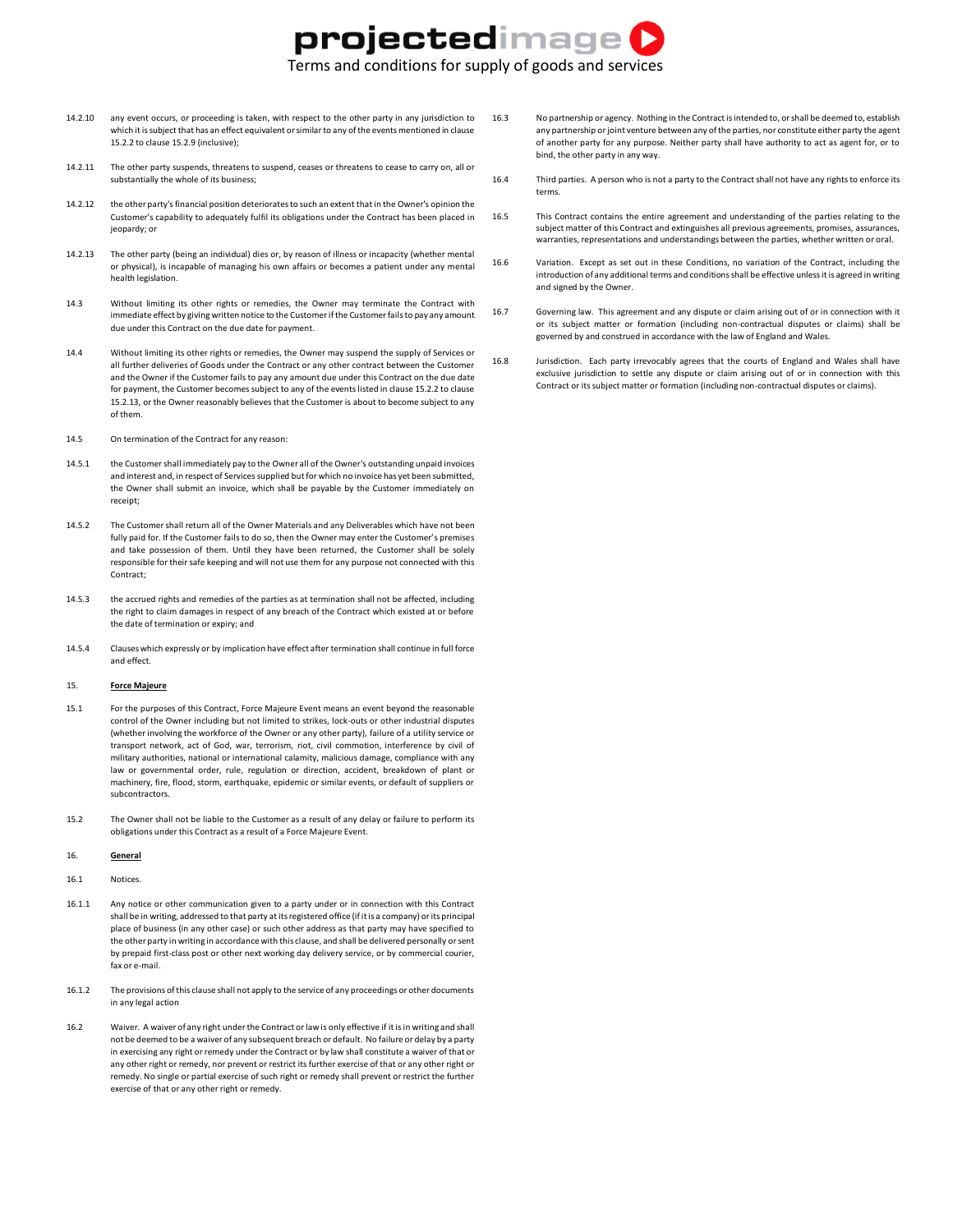14.2.10 any event occurs, or proceeding is taken, with respect to the other party in any jurisdiction to which it is subject that has an effect equivalent or similar to any of the events mentioned in clause 15.2.2 to clause 15.2.9 (inclusive);

14.2.11 The other party suspends, threatens to suspend, ceases or threatens to cease to carry on, all or substantially the whole of its business;

14.2.12 the other party's financial position deteriorates to such an extent that in the Owner's opinion the Customer's capability to adequately fulfil its obligations under the Contract has been placed in jeopardy; or

14.2.13 The other party (being an individual) dies or, by reason of illness or incapacity (whether mental or physical), is incapable of managing his own affairs or becomes a patient under any mental health legislation.

14.3 Without limiting its other rights or remedies, the Owner may terminate the Contract with immediate effect by giving written notice to the Customer if the Customer fails to pay any amount due under this Contract on the due date for payment.

14.4 Without limiting its other rights or remedies, the Owner may suspend the supply of Services or all further deliveries of Goods under the Contract or any other contract between the Customer and the Owner if the Customer fails to pay any amount due under this Contract on the due date for payment, the Customer becomes subject to any of the events listed in clause 15.2.2 to clause 15.2.13, or the Owner reasonably believes that the Customer is about to become subject to any of them.

14.5 On termination of the Contract for any reason:

14.5.1 the Customer shall immediately pay to the Owner all of the Owner's outstanding unpaid invoices and interest and, in respect of Services supplied but for which no invoice has yet been submitted, the Owner shall submit an invoice, which shall be payable by the Customer immediately on receipt;

14.5.2 The Customer shall return all of the Owner Materials and any Deliverables which have not been fully paid for. If the Customer fails to do so, then the Owner may enter the Customer's premises and take possession of them. Until they have been returned, the Customer shall be solely responsible for their safe keeping and will not use them for any purpose not connected with this Contract;

14.5.3 the accrued rights and remedies of the parties as at termination shall not be affected, including the right to claim damages in respect of any breach of the Contract which existed at or before the date of termination or expiry; and

14.5.4 Clauses which expressly or by implication have effect after termination shall continue in full force and effect.

15. **Force Majeure**

15.1 For the purposes of this Contract, Force Majeure Event means an event beyond the reasonable control of the Owner including but not limited to strikes, lock-outs or other industrial disputes (whether involving the workforce of the Owner or any other party), failure of a utility service or transport network, act of God, war, terrorism, riot, civil commotion, interference by civil of military authorities, national or international calamity, malicious damage, compliance with any law or governmental order, rule, regulation or direction, accident, breakdown of plant or machinery, fire, flood, storm, earthquake, epidemic or similar events, or default of suppliers or subcontractors.

15.2 The Owner shall not be liable to the Customer as a result of any delay or failure to perform its obligations under this Contract as a result of a Force Majeure Event.

16. **General**

16.1 Notices.

16.1.1 Any notice or other communication given to a party under or in connection with this Contract shall be in writing, addressed to that party at its registered office (if it is a company) or its principal place of business (in any other case) or such other address as that party may have specified to the other party in writing in accordance with this clause, and shall be delivered personally or sent by prepaid first-class post or other next working day delivery service, or by commercial courier, fax or e-mail.

16.1.2 The provisions of this clause shall not apply to the service of any proceedings or other documents in any legal action

16.2 Waiver. A waiver of any right under the Contract or law is only effective if it is in writing and shall not be deemed to be a waiver of any subsequent breach or default. No failure or delay by a party in exercising any right or remedy under the Contract or by law shall constitute a waiver of that or any other right or remedy, nor prevent or restrict its further exercise of that or any other right or remedy. No single or partial exercise of such right or remedy shall prevent or restrict the further exercise of that or any other right or remedy.

16.3 No partnership or agency. Nothing in the Contract is intended to, or shall be deemed to, establish any partnership or joint venture between any of the parties, nor constitute either party the agent of another party for any purpose. Neither party shall have authority to act as agent for, or to bind, the other party in any way.

16.4 Third parties. A person who is not a party to the Contract shall not have any rights to enforce its terms.

16.5 This Contract contains the entire agreement and understanding of the parties relating to the subject matter of this Contract and extinguishes all previous agreements, promises, assurances, warranties, representations and understandings between the parties, whether written or oral.

16.6 Variation. Except as set out in these Conditions, no variation of the Contract, including the introduction of any additional terms and conditions shall be effective unless it is agreed in writing and signed by the Owner.

16.7 Governing law. This agreement and any dispute or claim arising out of or in connection with it or its subject matter or formation (including non-contractual disputes or claims) shall be governed by and construed in accordance with the law of England and Wales.

16.8 Jurisdiction. Each party irrevocably agrees that the courts of England and Wales shall have exclusive jurisdiction to settle any dispute or claim arising out of or in connection with this Contract or its subject matter or formation (including non-contractual disputes or claims).